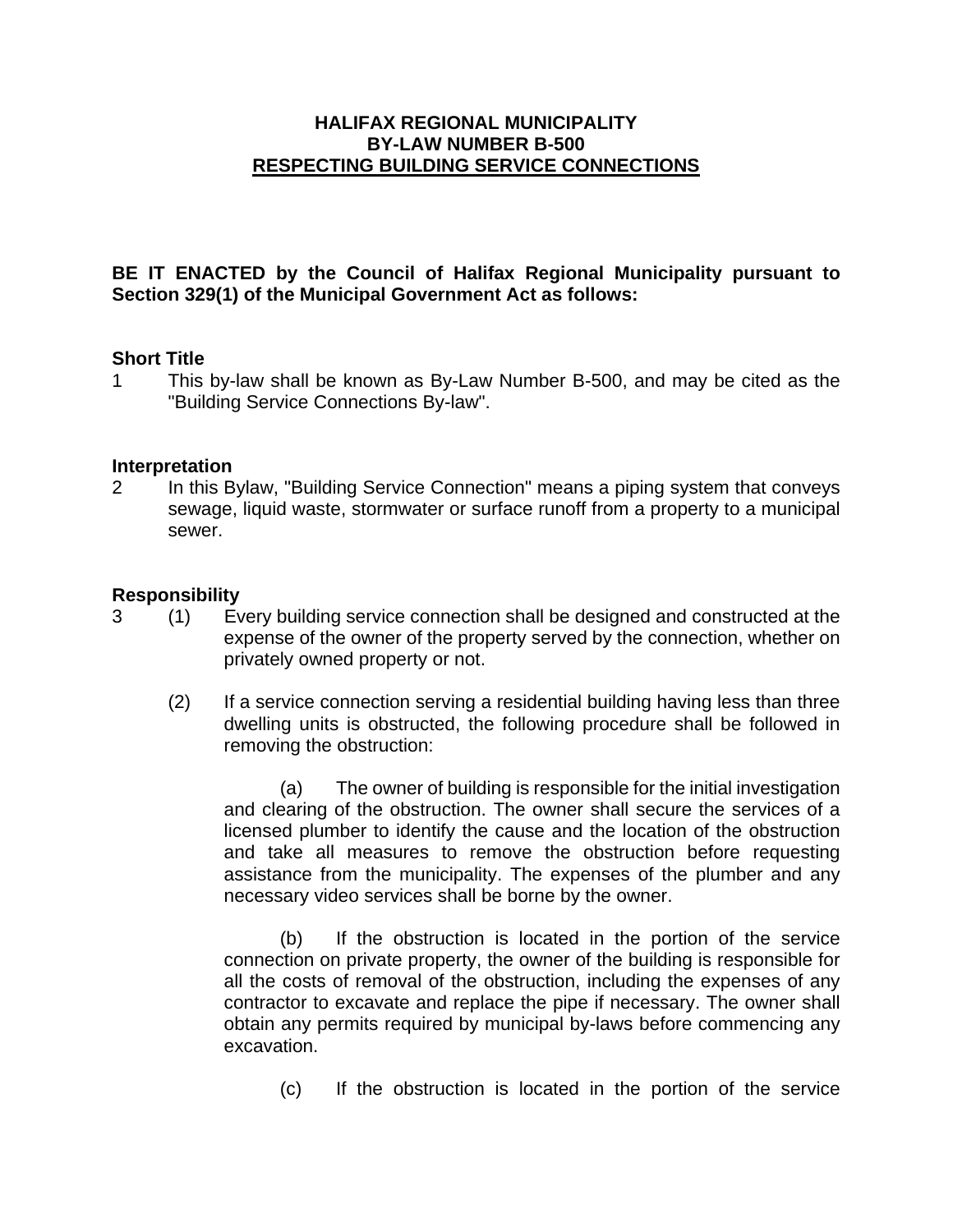# HALIFAX REGIONAL MUNICIPALITY
# BY-LAW NUMBER B-500
# RESPECTING BUILDING SERVICE CONNECTIONS

**BE IT ENACTED by the Council of Halifax Regional Municipality pursuant to Section 329(1) of the Municipal Government Act as follows:**

**Short Title**

1 This by-law shall be known as By-Law Number B-500, and may be cited as the "Building Service Connections By-law".

**Interpretation**

2 In this Bylaw, "Building Service Connection" means a piping system that conveys sewage, liquid waste, stormwater or surface runoff from a property to a municipal sewer.

**Responsibility**

3 (1) Every building service connection shall be designed and constructed at the expense of the owner of the property served by the connection, whether on privately owned property or not.

(2) If a service connection serving a residential building having less than three dwelling units is obstructed, the following procedure shall be followed in removing the obstruction:

(a) The owner of building is responsible for the initial investigation and clearing of the obstruction. The owner shall secure the services of a licensed plumber to identify the cause and the location of the obstruction and take all measures to remove the obstruction before requesting assistance from the municipality. The expenses of the plumber and any necessary video services shall be borne by the owner.

(b) If the obstruction is located in the portion of the service connection on private property, the owner of the building is responsible for all the costs of removal of the obstruction, including the expenses of any contractor to excavate and replace the pipe if necessary. The owner shall obtain any permits required by municipal by-laws before commencing any excavation.

(c) If the obstruction is located in the portion of the service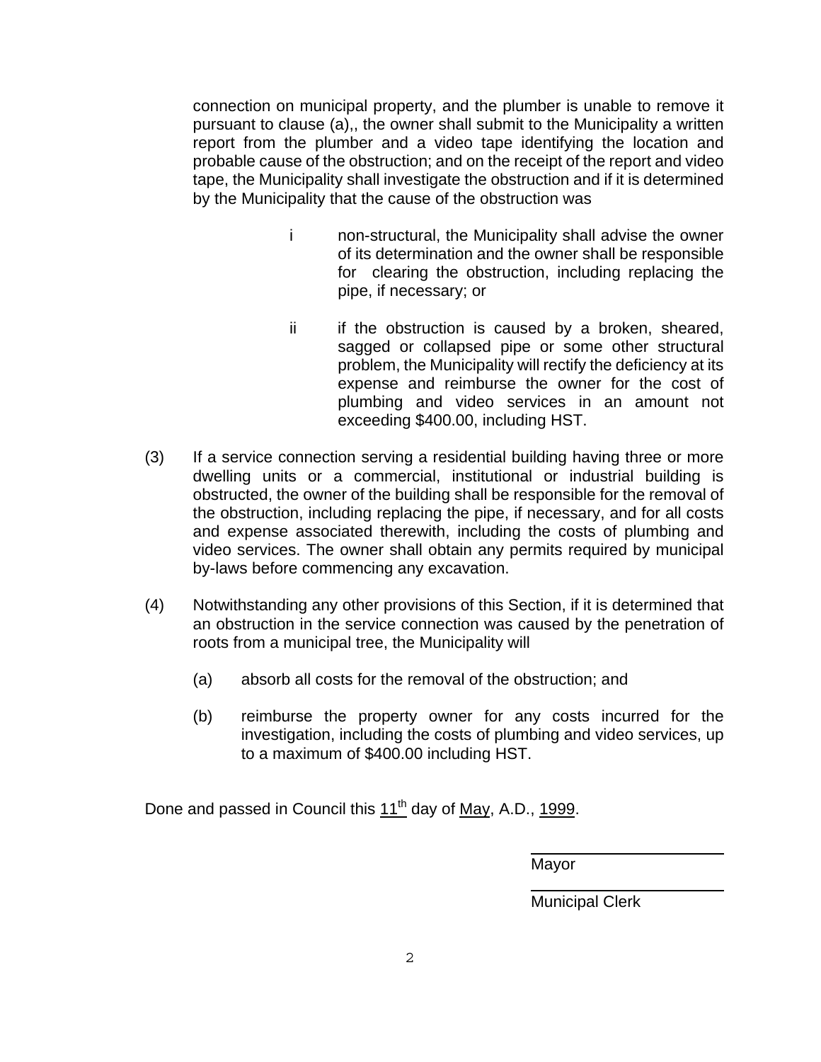connection on municipal property, and the plumber is unable to remove it pursuant to clause (a),, the owner shall submit to the Municipality a written report from the plumber and a video tape identifying the location and probable cause of the obstruction; and on the receipt of the report and video tape, the Municipality shall investigate the obstruction and if it is determined by the Municipality that the cause of the obstruction was

i non-structural, the Municipality shall advise the owner of its determination and the owner shall be responsible for clearing the obstruction, including replacing the pipe, if necessary; or

ii if the obstruction is caused by a broken, sheared, sagged or collapsed pipe or some other structural problem, the Municipality will rectify the deficiency at its expense and reimburse the owner for the cost of plumbing and video services in an amount not exceeding $400.00, including HST.

(3) If a service connection serving a residential building having three or more dwelling units or a commercial, institutional or industrial building is obstructed, the owner of the building shall be responsible for the removal of the obstruction, including replacing the pipe, if necessary, and for all costs and expense associated therewith, including the costs of plumbing and video services. The owner shall obtain any permits required by municipal by-laws before commencing any excavation.

(4) Notwithstanding any other provisions of this Section, if it is determined that an obstruction in the service connection was caused by the penetration of roots from a municipal tree, the Municipality will

(a) absorb all costs for the removal of the obstruction; and

(b) reimburse the property owner for any costs incurred for the investigation, including the costs of plumbing and video services, up to a maximum of $400.00 including HST.

Done and passed in Council this 11th day of May, A.D., 1999.

Mayor

Municipal Clerk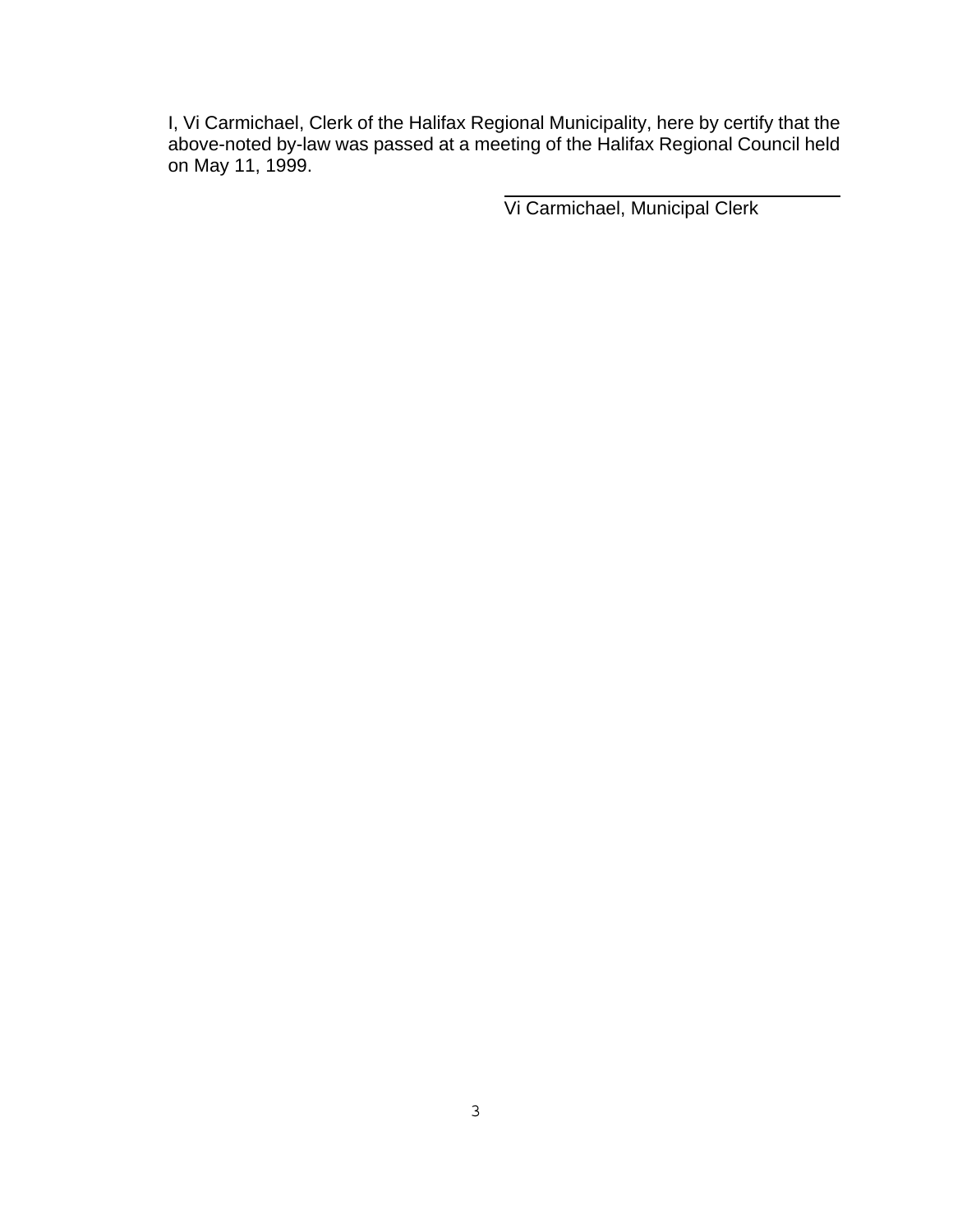I, Vi Carmichael, Clerk of the Halifax Regional Municipality, here by certify that the above-noted by-law was passed at a meeting of the Halifax Regional Council held on May 11, 1999.

\_\_\_\_\_\_\_\_\_\_\_\_\_\_\_\_\_\_\_\_\_\_\_\_\_\_\_\_\_\_\_\_

Vi Carmichael, Municipal Clerk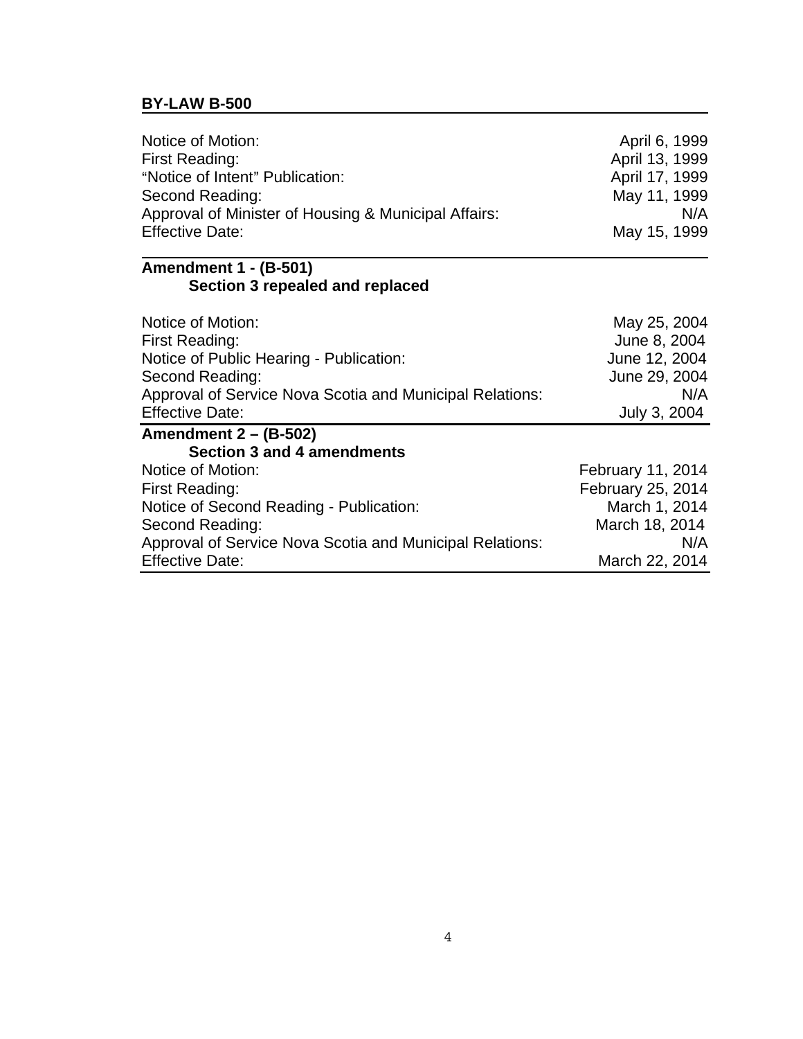**BY-LAW B-500**

| | |
|---|---|
| Notice of Motion: | April 6, 1999 |
| First Reading: | April 13, 1999 |
| "Notice of Intent" Publication: | April 17, 1999 |
| Second Reading: | May 11, 1999 |
| Approval of Minister of Housing & Municipal Affairs: | N/A |
| Effective Date: | May 15, 1999 |

**Amendment 1 - (B-501)**
**Section 3 repealed and replaced**

| | |
|---|---|
| Notice of Motion: | May 25, 2004 |
| First Reading: | June 8, 2004 |
| Notice of Public Hearing - Publication: | June 12, 2004 |
| Second Reading: | June 29, 2004 |
| Approval of Service Nova Scotia and Municipal Relations: | N/A |
| Effective Date: | July 3, 2004 |

**Amendment 2 – (B-502)**
**Section 3 and 4 amendments**

| | |
|---|---|
| Notice of Motion: | February 11, 2014 |
| First Reading: | February 25, 2014 |
| Notice of Second Reading - Publication: | March 1, 2014 |
| Second Reading: | March 18, 2014 |
| Approval of Service Nova Scotia and Municipal Relations: | N/A |
| Effective Date: | March 22, 2014 |